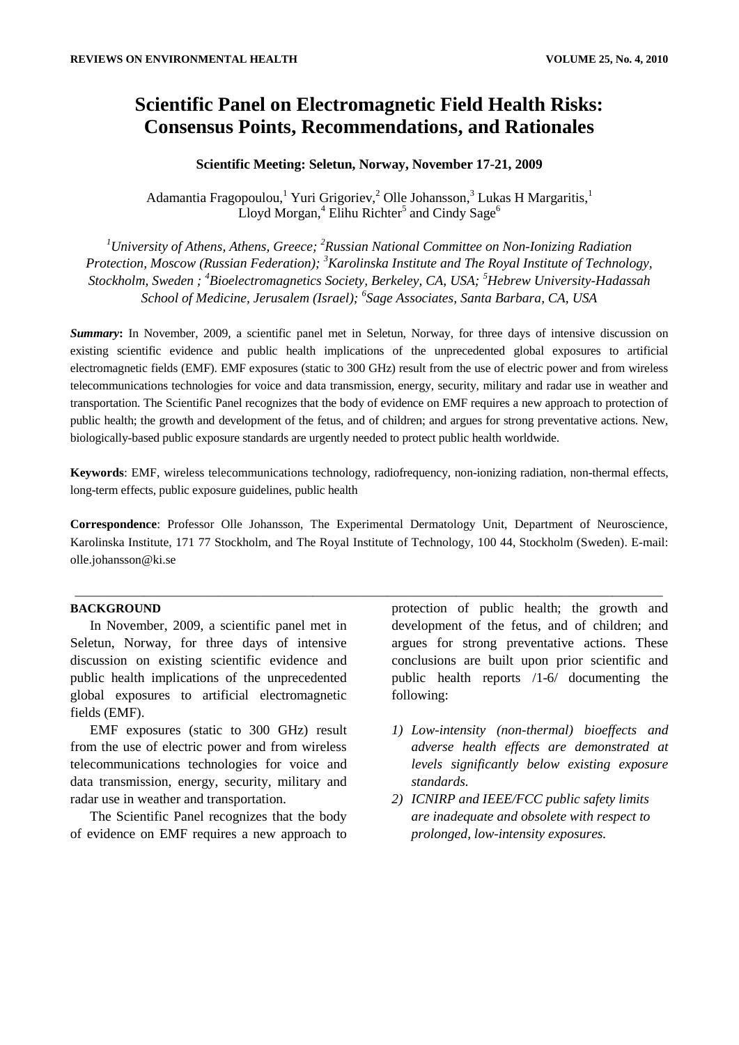# Scientific Panel on Electromagnetic Field Health Risks: Consensus Points, Recommendations, and Rationales

**Scientific Meeting: Seletun, Norway, November 17-21, 2009**

Adamantia Fragopoulou,[1] Yuri Grigoriev,[2] Olle Johansson,[3] Lukas H Margaritis,[1] Lloyd Morgan,[4] Elihu Richter[5] and Cindy Sage[6]

[1]*University of Athens, Athens, Greece;* [2]*Russian National Committee on Non-Ionizing Radiation Protection, Moscow (Russian Federation);* [3]*Karolinska Institute and The Royal Institute of Technology, Stockholm, Sweden ;* [4]*Bioelectromagnetics Society, Berkeley, CA, USA;* [5]*Hebrew University-Hadassah School of Medicine, Jerusalem (Israel);* [6]*Sage Associates, Santa Barbara, CA, USA*

***Summary*:** In November, 2009, a scientific panel met in Seletun, Norway, for three days of intensive discussion on existing scientific evidence and public health implications of the unprecedented global exposures to artificial electromagnetic fields (EMF). EMF exposures (static to 300 GHz) result from the use of electric power and from wireless telecommunications technologies for voice and data transmission, energy, security, military and radar use in weather and transportation. The Scientific Panel recognizes that the body of evidence on EMF requires a new approach to protection of public health; the growth and development of the fetus, and of children; and argues for strong preventative actions. New, biologically-based public exposure standards are urgently needed to protect public health worldwide.

**Keywords**: EMF, wireless telecommunications technology, radiofrequency, non-ionizing radiation, non-thermal effects, long-term effects, public exposure guidelines, public health

**Correspondence**: Professor Olle Johansson, The Experimental Dermatology Unit, Department of Neuroscience, Karolinska Institute, 171 77 Stockholm, and The Royal Institute of Technology, 100 44, Stockholm (Sweden). E-mail: olle.johansson@ki.se

## BACKGROUND

In November, 2009, a scientific panel met in Seletun, Norway, for three days of intensive discussion on existing scientific evidence and public health implications of the unprecedented global exposures to artificial electromagnetic fields (EMF).

EMF exposures (static to 300 GHz) result from the use of electric power and from wireless telecommunications technologies for voice and data transmission, energy, security, military and radar use in weather and transportation.

The Scientific Panel recognizes that the body of evidence on EMF requires a new approach to protection of public health; the growth and development of the fetus, and of children; and argues for strong preventative actions. These conclusions are built upon prior scientific and public health reports /1-6/ documenting the following:

1) *Low-intensity (non-thermal) bioeffects and adverse health effects are demonstrated at levels significantly below existing exposure standards.*
2) *ICNIRP and IEEE/FCC public safety limits are inadequate and obsolete with respect to prolonged, low-intensity exposures.*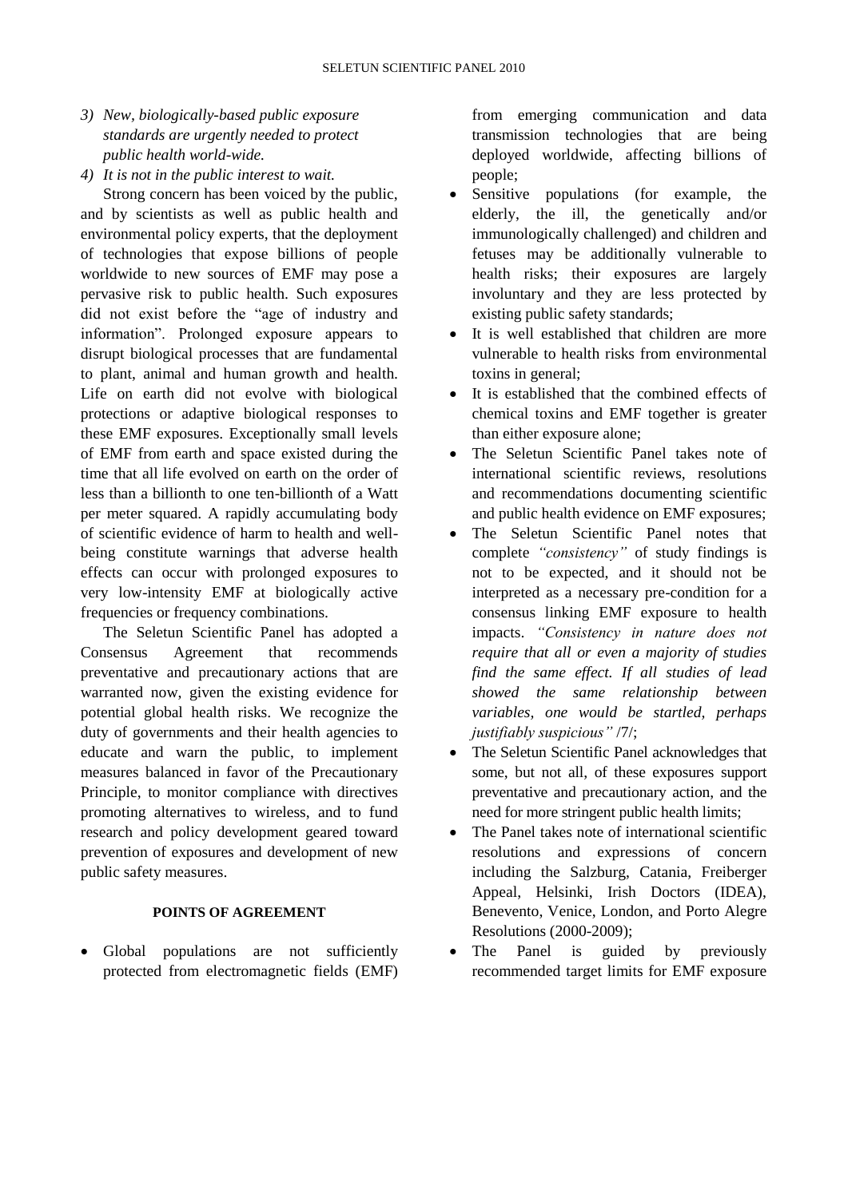3) *New, biologically-based public exposure standards are urgently needed to protect public health world-wide.*
4) *It is not in the public interest to wait.*

Strong concern has been voiced by the public, and by scientists as well as public health and environmental policy experts, that the deployment of technologies that expose billions of people worldwide to new sources of EMF may pose a pervasive risk to public health. Such exposures did not exist before the "age of industry and information". Prolonged exposure appears to disrupt biological processes that are fundamental to plant, animal and human growth and health. Life on earth did not evolve with biological protections or adaptive biological responses to these EMF exposures. Exceptionally small levels of EMF from earth and space existed during the time that all life evolved on earth on the order of less than a billionth to one ten-billionth of a Watt per meter squared. A rapidly accumulating body of scientific evidence of harm to health and well-being constitute warnings that adverse health effects can occur with prolonged exposures to very low-intensity EMF at biologically active frequencies or frequency combinations.

The Seletun Scientific Panel has adopted a Consensus Agreement that recommends preventative and precautionary actions that are warranted now, given the existing evidence for potential global health risks. We recognize the duty of governments and their health agencies to educate and warn the public, to implement measures balanced in favor of the Precautionary Principle, to monitor compliance with directives promoting alternatives to wireless, and to fund research and policy development geared toward prevention of exposures and development of new public safety measures.

**POINTS OF AGREEMENT**

- Global populations are not sufficiently protected from electromagnetic fields (EMF) from emerging communication and data transmission technologies that are being deployed worldwide, affecting billions of people;
- Sensitive populations (for example, the elderly, the ill, the genetically and/or immunologically challenged) and children and fetuses may be additionally vulnerable to health risks; their exposures are largely involuntary and they are less protected by existing public safety standards;
- It is well established that children are more vulnerable to health risks from environmental toxins in general;
- It is established that the combined effects of chemical toxins and EMF together is greater than either exposure alone;
- The Seletun Scientific Panel takes note of international scientific reviews, resolutions and recommendations documenting scientific and public health evidence on EMF exposures;
- The Seletun Scientific Panel notes that complete *"consistency"* of study findings is not to be expected, and it should not be interpreted as a necessary pre-condition for a consensus linking EMF exposure to health impacts. *"Consistency in nature does not require that all or even a majority of studies find the same effect. If all studies of lead showed the same relationship between variables, one would be startled, perhaps justifiably suspicious"* /7/;
- The Seletun Scientific Panel acknowledges that some, but not all, of these exposures support preventative and precautionary action, and the need for more stringent public health limits;
- The Panel takes note of international scientific resolutions and expressions of concern including the Salzburg, Catania, Freiberger Appeal, Helsinki, Irish Doctors (IDEA), Benevento, Venice, London, and Porto Alegre Resolutions (2000-2009);
- The Panel is guided by previously recommended target limits for EMF exposure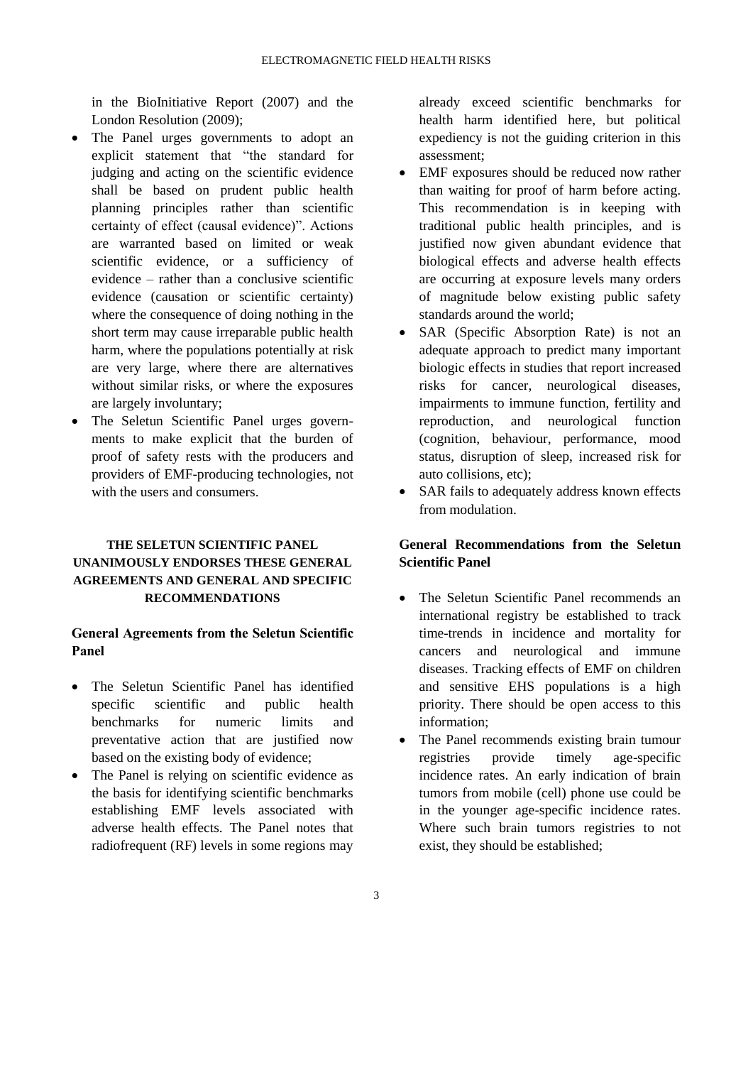in the BioInitiative Report (2007) and the London Resolution (2009);

- The Panel urges governments to adopt an explicit statement that "the standard for judging and acting on the scientific evidence shall be based on prudent public health planning principles rather than scientific certainty of effect (causal evidence)". Actions are warranted based on limited or weak scientific evidence, or a sufficiency of evidence – rather than a conclusive scientific evidence (causation or scientific certainty) where the consequence of doing nothing in the short term may cause irreparable public health harm, where the populations potentially at risk are very large, where there are alternatives without similar risks, or where the exposures are largely involuntary;
- The Seletun Scientific Panel urges governments to make explicit that the burden of proof of safety rests with the producers and providers of EMF-producing technologies, not with the users and consumers.

## THE SELETUN SCIENTIFIC PANEL UNANIMOUSLY ENDORSES THESE GENERAL AGREEMENTS AND GENERAL AND SPECIFIC RECOMMENDATIONS

### General Agreements from the Seletun Scientific Panel

- The Seletun Scientific Panel has identified specific scientific and public health benchmarks for numeric limits and preventative action that are justified now based on the existing body of evidence;
- The Panel is relying on scientific evidence as the basis for identifying scientific benchmarks establishing EMF levels associated with adverse health effects. The Panel notes that radiofrequent (RF) levels in some regions may already exceed scientific benchmarks for health harm identified here, but political expediency is not the guiding criterion in this assessment;
- EMF exposures should be reduced now rather than waiting for proof of harm before acting. This recommendation is in keeping with traditional public health principles, and is justified now given abundant evidence that biological effects and adverse health effects are occurring at exposure levels many orders of magnitude below existing public safety standards around the world;
- SAR (Specific Absorption Rate) is not an adequate approach to predict many important biologic effects in studies that report increased risks for cancer, neurological diseases, impairments to immune function, fertility and reproduction, and neurological function (cognition, behaviour, performance, mood status, disruption of sleep, increased risk for auto collisions, etc);
- SAR fails to adequately address known effects from modulation.

### General Recommendations from the Seletun Scientific Panel

- The Seletun Scientific Panel recommends an international registry be established to track time-trends in incidence and mortality for cancers and neurological and immune diseases. Tracking effects of EMF on children and sensitive EHS populations is a high priority. There should be open access to this information;
- The Panel recommends existing brain tumour registries provide timely age-specific incidence rates. An early indication of brain tumors from mobile (cell) phone use could be in the younger age-specific incidence rates. Where such brain tumors registries to not exist, they should be established;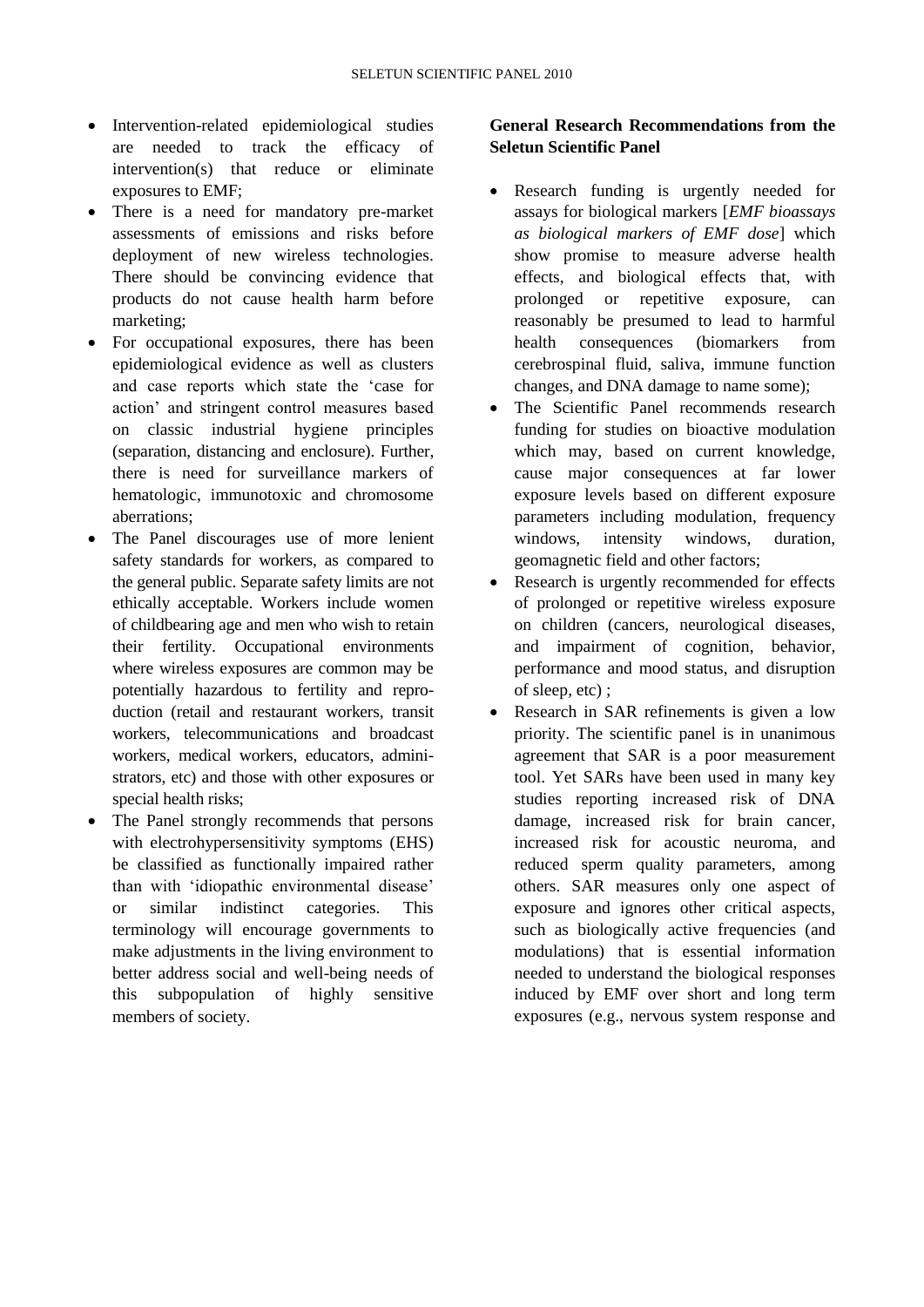- Intervention-related epidemiological studies are needed to track the efficacy of intervention(s) that reduce or eliminate exposures to EMF;
- There is a need for mandatory pre-market assessments of emissions and risks before deployment of new wireless technologies. There should be convincing evidence that products do not cause health harm before marketing;
- For occupational exposures, there has been epidemiological evidence as well as clusters and case reports which state the 'case for action' and stringent control measures based on classic industrial hygiene principles (separation, distancing and enclosure). Further, there is need for surveillance markers of hematologic, immunotoxic and chromosome aberrations;
- The Panel discourages use of more lenient safety standards for workers, as compared to the general public. Separate safety limits are not ethically acceptable. Workers include women of childbearing age and men who wish to retain their fertility. Occupational environments where wireless exposures are common may be potentially hazardous to fertility and reproduction (retail and restaurant workers, transit workers, telecommunications and broadcast workers, medical workers, educators, administrators, etc) and those with other exposures or special health risks;
- The Panel strongly recommends that persons with electrohypersensitivity symptoms (EHS) be classified as functionally impaired rather than with 'idiopathic environmental disease' or similar indistinct categories. This terminology will encourage governments to make adjustments in the living environment to better address social and well-being needs of this subpopulation of highly sensitive members of society.

**General Research Recommendations from the Seletun Scientific Panel**

- Research funding is urgently needed for assays for biological markers [*EMF bioassays as biological markers of EMF dose*] which show promise to measure adverse health effects, and biological effects that, with prolonged or repetitive exposure, can reasonably be presumed to lead to harmful health consequences (biomarkers from cerebrospinal fluid, saliva, immune function changes, and DNA damage to name some);
- The Scientific Panel recommends research funding for studies on bioactive modulation which may, based on current knowledge, cause major consequences at far lower exposure levels based on different exposure parameters including modulation, frequency windows, intensity windows, duration, geomagnetic field and other factors;
- Research is urgently recommended for effects of prolonged or repetitive wireless exposure on children (cancers, neurological diseases, and impairment of cognition, behavior, performance and mood status, and disruption of sleep, etc) ;
- Research in SAR refinements is given a low priority. The scientific panel is in unanimous agreement that SAR is a poor measurement tool. Yet SARs have been used in many key studies reporting increased risk of DNA damage, increased risk for brain cancer, increased risk for acoustic neuroma, and reduced sperm quality parameters, among others. SAR measures only one aspect of exposure and ignores other critical aspects, such as biologically active frequencies (and modulations) that is essential information needed to understand the biological responses induced by EMF over short and long term exposures (e.g., nervous system response and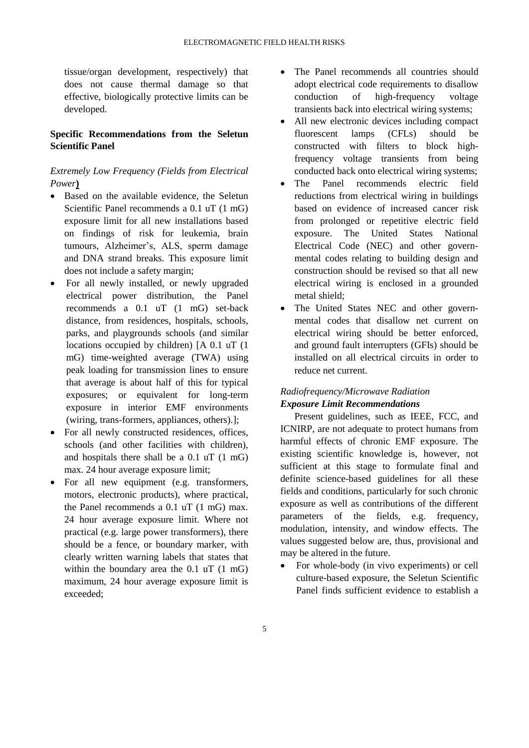tissue/organ development, respectively) that does not cause thermal damage so that effective, biologically protective limits can be developed.

**Specific Recommendations from the Seletun Scientific Panel**

*Extremely Low Frequency (Fields from Electrical Power)*

- Based on the available evidence, the Seletun Scientific Panel recommends a 0.1 uT (1 mG) exposure limit for all new installations based on findings of risk for leukemia, brain tumours, Alzheimer's, ALS, sperm damage and DNA strand breaks. This exposure limit does not include a safety margin;
- For all newly installed, or newly upgraded electrical power distribution, the Panel recommends a 0.1 uT (1 mG) set-back distance, from residences, hospitals, schools, parks, and playgrounds schools (and similar locations occupied by children) [A 0.1 uT (1 mG) time-weighted average (TWA) using peak loading for transmission lines to ensure that average is about half of this for typical exposures; or equivalent for long-term exposure in interior EMF environments (wiring, trans-formers, appliances, others).];
- For all newly constructed residences, offices, schools (and other facilities with children), and hospitals there shall be a 0.1 uT (1 mG) max. 24 hour average exposure limit;
- For all new equipment (e.g. transformers, motors, electronic products), where practical, the Panel recommends a 0.1 uT (1 mG) max. 24 hour average exposure limit. Where not practical (e.g. large power transformers), there should be a fence, or boundary marker, with clearly written warning labels that states that within the boundary area the 0.1 uT (1 mG) maximum, 24 hour average exposure limit is exceeded;
- The Panel recommends all countries should adopt electrical code requirements to disallow conduction of high-frequency voltage transients back into electrical wiring systems;
- All new electronic devices including compact fluorescent lamps (CFLs) should be constructed with filters to block high-frequency voltage transients from being conducted back onto electrical wiring systems;
- The Panel recommends electric field reductions from electrical wiring in buildings based on evidence of increased cancer risk from prolonged or repetitive electric field exposure. The United States National Electrical Code (NEC) and other governmental codes relating to building design and construction should be revised so that all new electrical wiring is enclosed in a grounded metal shield;
- The United States NEC and other governmental codes that disallow net current on electrical wiring should be better enforced, and ground fault interrupters (GFIs) should be installed on all electrical circuits in order to reduce net current.

*Radiofrequency/Microwave Radiation*

***Exposure Limit Recommendations***

Present guidelines, such as IEEE, FCC, and ICNIRP, are not adequate to protect humans from harmful effects of chronic EMF exposure. The existing scientific knowledge is, however, not sufficient at this stage to formulate final and definite science-based guidelines for all these fields and conditions, particularly for such chronic exposure as well as contributions of the different parameters of the fields, e.g. frequency, modulation, intensity, and window effects. The values suggested below are, thus, provisional and may be altered in the future.

- For whole-body (in vivo experiments) or cell culture-based exposure, the Seletun Scientific Panel finds sufficient evidence to establish a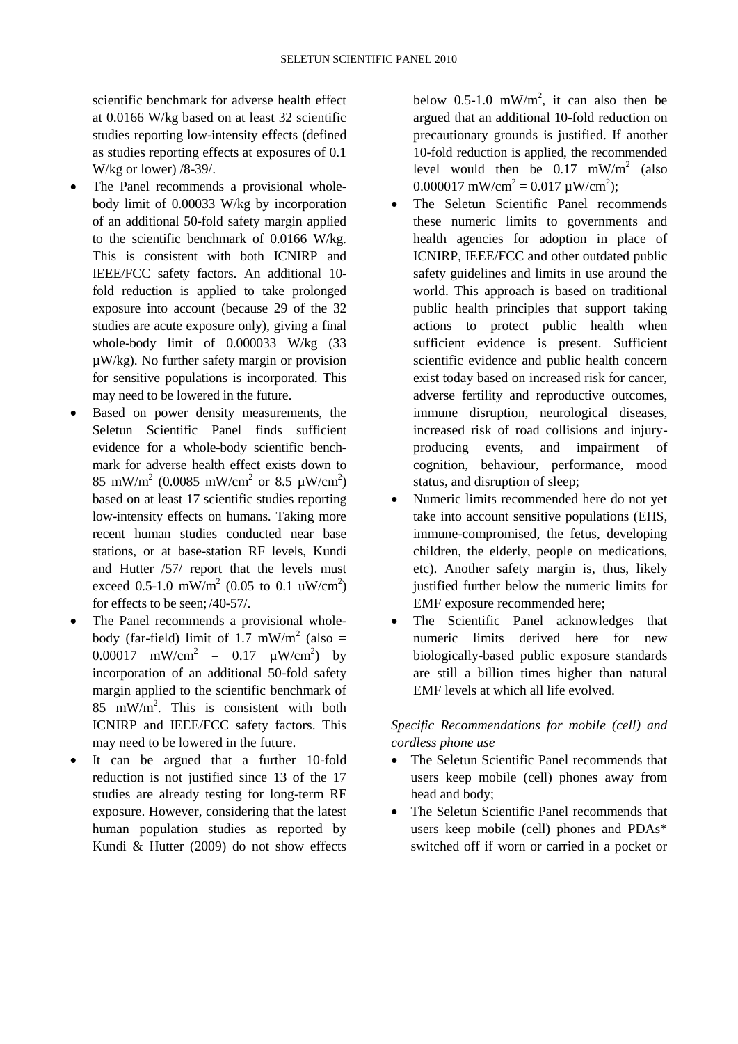scientific benchmark for adverse health effect at 0.0166 W/kg based on at least 32 scientific studies reporting low-intensity effects (defined as studies reporting effects at exposures of 0.1 W/kg or lower) /8-39/.

- The Panel recommends a provisional whole-body limit of 0.00033 W/kg by incorporation of an additional 50-fold safety margin applied to the scientific benchmark of 0.0166 W/kg. This is consistent with both ICNIRP and IEEE/FCC safety factors. An additional 10-fold reduction is applied to take prolonged exposure into account (because 29 of the 32 studies are acute exposure only), giving a final whole-body limit of 0.000033 W/kg (33 μW/kg). No further safety margin or provision for sensitive populations is incorporated. This may need to be lowered in the future.
- Based on power density measurements, the Seletun Scientific Panel finds sufficient evidence for a whole-body scientific benchmark for adverse health effect exists down to 85 mW/m$^2$ (0.0085 mW/cm$^2$ or 8.5 μW/cm$^2$) based on at least 17 scientific studies reporting low-intensity effects on humans. Taking more recent human studies conducted near base stations, or at base-station RF levels, Kundi and Hutter /57/ report that the levels must exceed 0.5-1.0 mW/m$^2$ (0.05 to 0.1 uW/cm$^2$) for effects to be seen; /40-57/.
- The Panel recommends a provisional whole-body (far-field) limit of 1.7 mW/m$^2$ (also = 0.00017 mW/cm$^2$ = 0.17 μW/cm$^2$) by incorporation of an additional 50-fold safety margin applied to the scientific benchmark of 85 mW/m$^2$. This is consistent with both ICNIRP and IEEE/FCC safety factors. This may need to be lowered in the future.
- It can be argued that a further 10-fold reduction is not justified since 13 of the 17 studies are already testing for long-term RF exposure. However, considering that the latest human population studies as reported by Kundi & Hutter (2009) do not show effects below 0.5-1.0 mW/m$^2$, it can also then be argued that an additional 10-fold reduction on precautionary grounds is justified. If another 10-fold reduction is applied, the recommended level would then be 0.17 mW/m$^2$ (also 0.000017 mW/cm$^2$ = 0.017 μW/cm$^2$);
- The Seletun Scientific Panel recommends these numeric limits to governments and health agencies for adoption in place of ICNIRP, IEEE/FCC and other outdated public safety guidelines and limits in use around the world. This approach is based on traditional public health principles that support taking actions to protect public health when sufficient evidence is present. Sufficient scientific evidence and public health concern exist today based on increased risk for cancer, adverse fertility and reproductive outcomes, immune disruption, neurological diseases, increased risk of road collisions and injury-producing events, and impairment of cognition, behaviour, performance, mood status, and disruption of sleep;
- Numeric limits recommended here do not yet take into account sensitive populations (EHS, immune-compromised, the fetus, developing children, the elderly, people on medications, etc). Another safety margin is, thus, likely justified further below the numeric limits for EMF exposure recommended here;
- The Scientific Panel acknowledges that numeric limits derived here for new biologically-based public exposure standards are still a billion times higher than natural EMF levels at which all life evolved.

*Specific Recommendations for mobile (cell) and cordless phone use*

- The Seletun Scientific Panel recommends that users keep mobile (cell) phones away from head and body;
- The Seletun Scientific Panel recommends that users keep mobile (cell) phones and PDAs* switched off if worn or carried in a pocket or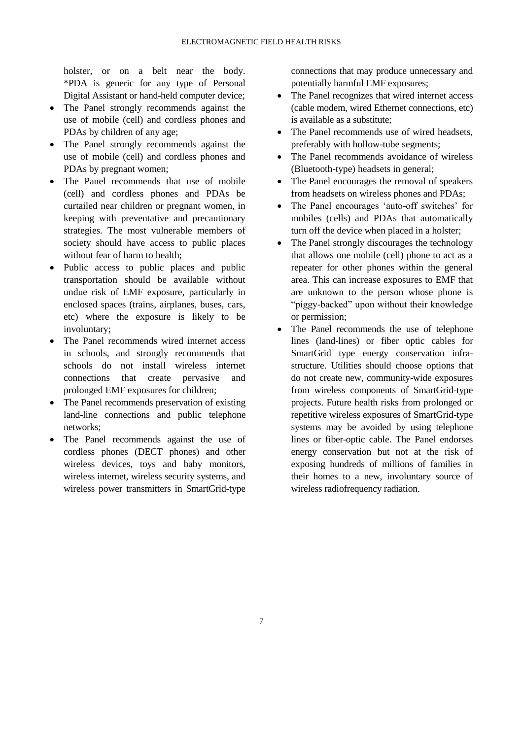holster, or on a belt near the body. *PDA is generic for any type of Personal Digital Assistant or hand-held computer device;

- The Panel strongly recommends against the use of mobile (cell) and cordless phones and PDAs by children of any age;
- The Panel strongly recommends against the use of mobile (cell) and cordless phones and PDAs by pregnant women;
- The Panel recommends that use of mobile (cell) and cordless phones and PDAs be curtailed near children or pregnant women, in keeping with preventative and precautionary strategies. The most vulnerable members of society should have access to public places without fear of harm to health;
- Public access to public places and public transportation should be available without undue risk of EMF exposure, particularly in enclosed spaces (trains, airplanes, buses, cars, etc) where the exposure is likely to be involuntary;
- The Panel recommends wired internet access in schools, and strongly recommends that schools do not install wireless internet connections that create pervasive and prolonged EMF exposures for children;
- The Panel recommends preservation of existing land-line connections and public telephone networks;
- The Panel recommends against the use of cordless phones (DECT phones) and other wireless devices, toys and baby monitors, wireless internet, wireless security systems, and wireless power transmitters in SmartGrid-type connections that may produce unnecessary and potentially harmful EMF exposures;
- The Panel recognizes that wired internet access (cable modem, wired Ethernet connections, etc) is available as a substitute;
- The Panel recommends use of wired headsets, preferably with hollow-tube segments;
- The Panel recommends avoidance of wireless (Bluetooth-type) headsets in general;
- The Panel encourages the removal of speakers from headsets on wireless phones and PDAs;
- The Panel encourages 'auto-off switches' for mobiles (cells) and PDAs that automatically turn off the device when placed in a holster;
- The Panel strongly discourages the technology that allows one mobile (cell) phone to act as a repeater for other phones within the general area. This can increase exposures to EMF that are unknown to the person whose phone is "piggy-backed" upon without their knowledge or permission;
- The Panel recommends the use of telephone lines (land-lines) or fiber optic cables for SmartGrid type energy conservation infrastructure. Utilities should choose options that do not create new, community-wide exposures from wireless components of SmartGrid-type projects. Future health risks from prolonged or repetitive wireless exposures of SmartGrid-type systems may be avoided by using telephone lines or fiber-optic cable. The Panel endorses energy conservation but not at the risk of exposing hundreds of millions of families in their homes to a new, involuntary source of wireless radiofrequency radiation.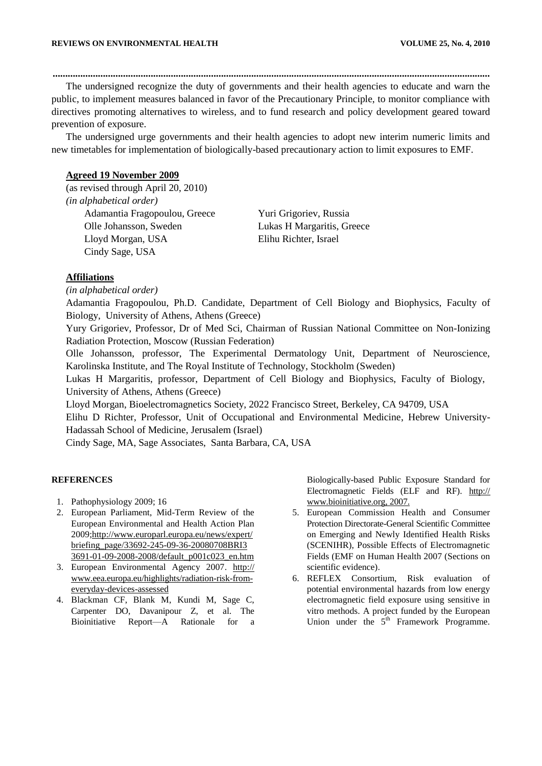The undersigned recognize the duty of governments and their health agencies to educate and warn the public, to implement measures balanced in favor of the Precautionary Principle, to monitor compliance with directives promoting alternatives to wireless, and to fund research and policy development geared toward prevention of exposure.

The undersigned urge governments and their health agencies to adopt new interim numeric limits and new timetables for implementation of biologically-based precautionary action to limit exposures to EMF.

**Agreed 19 November 2009**

(as revised through April 20, 2010)

*(in alphabetical order)*

Adamantia Fragopoulou, Greece
Yuri Grigoriev, Russia
Olle Johansson, Sweden
Lukas H Margaritis, Greece
Lloyd Morgan, USA
Elihu Richter, Israel
Cindy Sage, USA

**Affiliations**

*(in alphabetical order)*

Adamantia Fragopoulou, Ph.D. Candidate, Department of Cell Biology and Biophysics, Faculty of Biology, University of Athens, Athens (Greece)

Yury Grigoriev, Professor, Dr of Med Sci, Chairman of Russian National Committee on Non-Ionizing Radiation Protection, Moscow (Russian Federation)

Olle Johansson, professor, The Experimental Dermatology Unit, Department of Neuroscience, Karolinska Institute, and The Royal Institute of Technology, Stockholm (Sweden)

Lukas H Margaritis, professor, Department of Cell Biology and Biophysics, Faculty of Biology, University of Athens, Athens (Greece)

Lloyd Morgan, Bioelectromagnetics Society, 2022 Francisco Street, Berkeley, CA 94709, USA

Elihu D Richter, Professor, Unit of Occupational and Environmental Medicine, Hebrew University-Hadassah School of Medicine, Jerusalem (Israel)

Cindy Sage, MA, Sage Associates, Santa Barbara, CA, USA

**REFERENCES**

1. Pathophysiology 2009; 16
2. European Parliament, Mid-Term Review of the European Environmental and Health Action Plan 2009;http://www.europarl.europa.eu/news/expert/briefing_page/33692-245-09-36-20080708BRI33691-01-09-2008-2008/default_p001c023_en.htm
3. European Environmental Agency 2007. http://www.eea.europa.eu/highlights/radiation-risk-from-everyday-devices-assessed
4. Blackman CF, Blank M, Kundi M, Sage C, Carpenter DO, Davanipour Z, et al. The Bioinitiative Report—A Rationale for a Biologically-based Public Exposure Standard for Electromagnetic Fields (ELF and RF). http://www.bioinitiative.org, 2007.
5. European Commission Health and Consumer Protection Directorate-General Scientific Committee on Emerging and Newly Identified Health Risks (SCENIHR), Possible Effects of Electromagnetic Fields (EMF on Human Health 2007 (Sections on scientific evidence).
6. REFLEX Consortium, Risk evaluation of potential environmental hazards from low energy electromagnetic field exposure using sensitive in vitro methods. A project funded by the European Union under the 5th Framework Programme.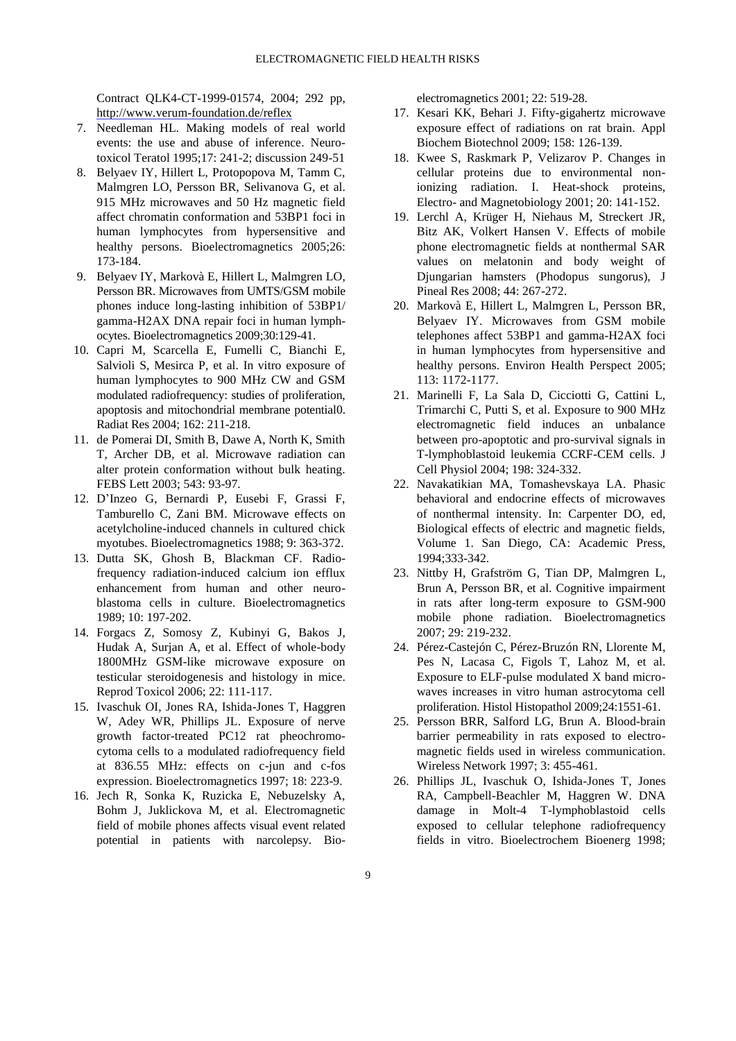Contract QLK4-CT-1999-01574, 2004; 292 pp, http://www.verum-foundation.de/reflex

7. Needleman HL. Making models of real world events: the use and abuse of inference. Neurotoxicol Teratol 1995;17: 241-2; discussion 249-51
8. Belyaev IY, Hillert L, Protopopova M, Tamm C, Malmgren LO, Persson BR, Selivanova G, et al. 915 MHz microwaves and 50 Hz magnetic field affect chromatin conformation and 53BP1 foci in human lymphocytes from hypersensitive and healthy persons. Bioelectromagnetics 2005;26: 173-184.
9. Belyaev IY, Markovà E, Hillert L, Malmgren LO, Persson BR. Microwaves from UMTS/GSM mobile phones induce long-lasting inhibition of 53BP1/ gamma-H2AX DNA repair foci in human lymphocytes. Bioelectromagnetics 2009;30:129-41.
10. Capri M, Scarcella E, Fumelli C, Bianchi E, Salvioli S, Mesirca P, et al. In vitro exposure of human lymphocytes to 900 MHz CW and GSM modulated radiofrequency: studies of proliferation, apoptosis and mitochondrial membrane potential0. Radiat Res 2004; 162: 211-218.
11. de Pomerai DI, Smith B, Dawe A, North K, Smith T, Archer DB, et al. Microwave radiation can alter protein conformation without bulk heating. FEBS Lett 2003; 543: 93-97.
12. D'Inzeo G, Bernardi P, Eusebi F, Grassi F, Tamburello C, Zani BM. Microwave effects on acetylcholine-induced channels in cultured chick myotubes. Bioelectromagnetics 1988; 9: 363-372.
13. Dutta SK, Ghosh B, Blackman CF. Radiofrequency radiation-induced calcium ion efflux enhancement from human and other neuroblastoma cells in culture. Bioelectromagnetics 1989; 10: 197-202.
14. Forgacs Z, Somosy Z, Kubinyi G, Bakos J, Hudak A, Surjan A, et al. Effect of whole-body 1800MHz GSM-like microwave exposure on testicular steroidogenesis and histology in mice. Reprod Toxicol 2006; 22: 111-117.
15. Ivaschuk OI, Jones RA, Ishida-Jones T, Haggren W, Adey WR, Phillips JL. Exposure of nerve growth factor-treated PC12 rat pheochromocytoma cells to a modulated radiofrequency field at 836.55 MHz: effects on c-jun and c-fos expression. Bioelectromagnetics 1997; 18: 223-9.
16. Jech R, Sonka K, Ruzicka E, Nebuzelsky A, Bohm J, Juklickova M, et al. Electromagnetic field of mobile phones affects visual event related potential in patients with narcolepsy. Bioelectromagnetics 2001; 22: 519-28.
17. Kesari KK, Behari J. Fifty-gigahertz microwave exposure effect of radiations on rat brain. Appl Biochem Biotechnol 2009; 158: 126-139.
18. Kwee S, Raskmark P, Velizarov P. Changes in cellular proteins due to environmental non-ionizing radiation. I. Heat-shock proteins, Electro- and Magnetobiology 2001; 20: 141-152.
19. Lerchl A, Krüger H, Niehaus M, Streckert JR, Bitz AK, Volkert Hansen V. Effects of mobile phone electromagnetic fields at nonthermal SAR values on melatonin and body weight of Djungarian hamsters (Phodopus sungorus), J Pineal Res 2008; 44: 267-272.
20. Markovà E, Hillert L, Malmgren L, Persson BR, Belyaev IY. Microwaves from GSM mobile telephones affect 53BP1 and gamma-H2AX foci in human lymphocytes from hypersensitive and healthy persons. Environ Health Perspect 2005; 113: 1172-1177.
21. Marinelli F, La Sala D, Cicciotti G, Cattini L, Trimarchi C, Putti S, et al. Exposure to 900 MHz electromagnetic field induces an unbalance between pro-apoptotic and pro-survival signals in T-lymphoblastoid leukemia CCRF-CEM cells. J Cell Physiol 2004; 198: 324-332.
22. Navakatikian MA, Tomashevskaya LA. Phasic behavioral and endocrine effects of microwaves of nonthermal intensity. In: Carpenter DO, ed, Biological effects of electric and magnetic fields, Volume 1. San Diego, CA: Academic Press, 1994;333-342.
23. Nittby H, Grafström G, Tian DP, Malmgren L, Brun A, Persson BR, et al. Cognitive impairment in rats after long-term exposure to GSM-900 mobile phone radiation. Bioelectromagnetics 2007; 29: 219-232.
24. Pérez-Castejón C, Pérez-Bruzón RN, Llorente M, Pes N, Lacasa C, Figols T, Lahoz M, et al. Exposure to ELF-pulse modulated X band microwaves increases in vitro human astrocytoma cell proliferation. Histol Histopathol 2009;24:1551-61.
25. Persson BRR, Salford LG, Brun A. Blood-brain barrier permeability in rats exposed to electromagnetic fields used in wireless communication. Wireless Network 1997; 3: 455-461.
26. Phillips JL, Ivaschuk O, Ishida-Jones T, Jones RA, Campbell-Beachler M, Haggren W. DNA damage in Molt-4 T-lymphoblastoid cells exposed to cellular telephone radiofrequency fields in vitro. Bioelectrochem Bioenerg 1998;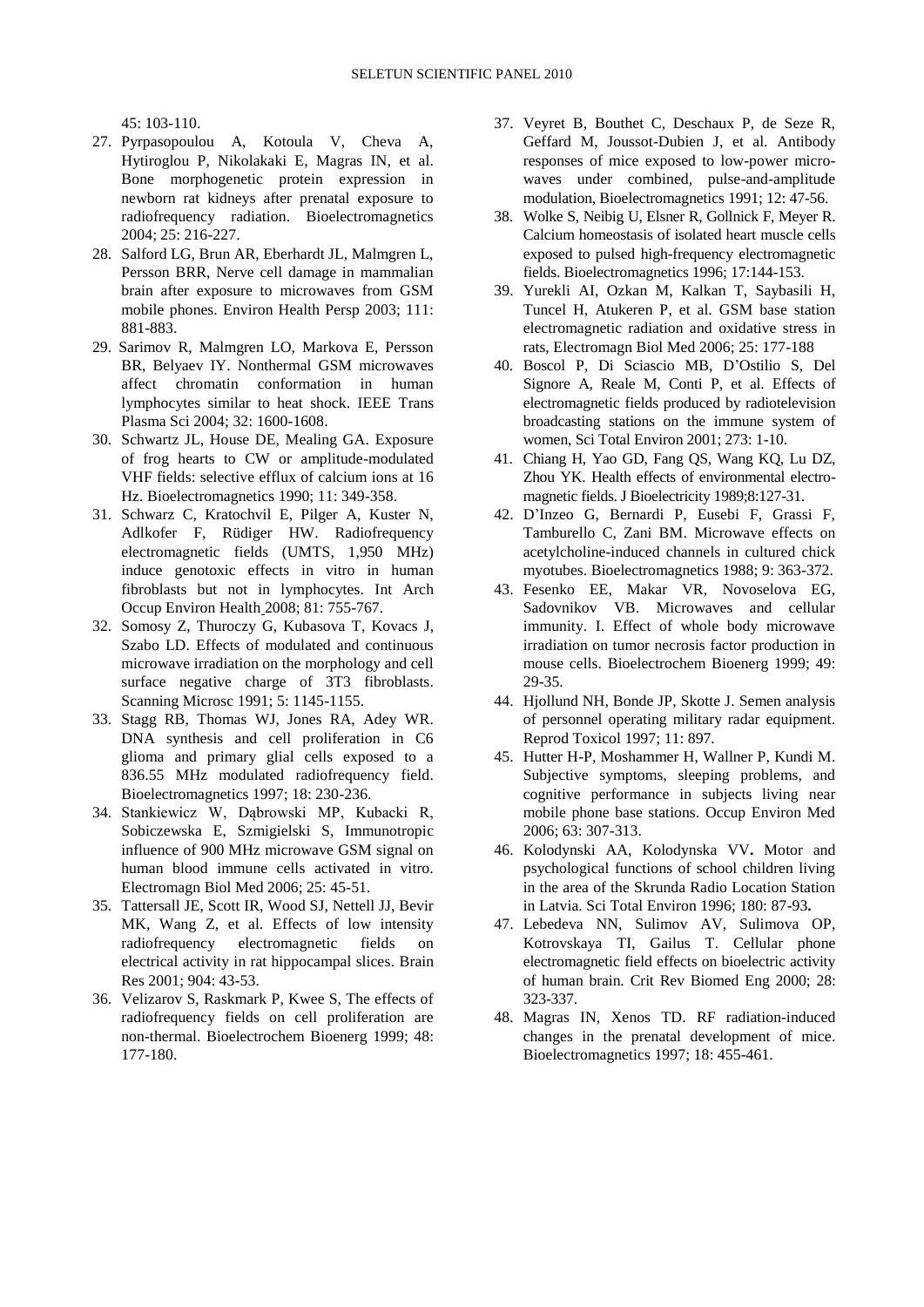45: 103-110.

27. Pyrpasopoulou A, Kotoula V, Cheva A, Hytiroglou P, Nikolakaki E, Magras IN, et al. Bone morphogenetic protein expression in newborn rat kidneys after prenatal exposure to radiofrequency radiation. Bioelectromagnetics 2004; 25: 216-227.
28. Salford LG, Brun AR, Eberhardt JL, Malmgren L, Persson BRR, Nerve cell damage in mammalian brain after exposure to microwaves from GSM mobile phones. Environ Health Persp 2003; 111: 881-883.
29. Sarimov R, Malmgren LO, Markova E, Persson BR, Belyaev IY. Nonthermal GSM microwaves affect chromatin conformation in human lymphocytes similar to heat shock. IEEE Trans Plasma Sci 2004; 32: 1600-1608.
30. Schwartz JL, House DE, Mealing GA. Exposure of frog hearts to CW or amplitude-modulated VHF fields: selective efflux of calcium ions at 16 Hz. Bioelectromagnetics 1990; 11: 349-358.
31. Schwarz C, Kratochvil E, Pilger A, Kuster N, Adlkofer F, Rüdiger HW. Radiofrequency electromagnetic fields (UMTS, 1,950 MHz) induce genotoxic effects in vitro in human fibroblasts but not in lymphocytes. Int Arch Occup Environ Health 2008; 81: 755-767.
32. Somosy Z, Thuroczy G, Kubasova T, Kovacs J, Szabo LD. Effects of modulated and continuous microwave irradiation on the morphology and cell surface negative charge of 3T3 fibroblasts. Scanning Microsc 1991; 5: 1145-1155.
33. Stagg RB, Thomas WJ, Jones RA, Adey WR. DNA synthesis and cell proliferation in C6 glioma and primary glial cells exposed to a 836.55 MHz modulated radiofrequency field. Bioelectromagnetics 1997; 18: 230-236.
34. Stankiewicz W, Dąbrowski MP, Kubacki R, Sobiczewska E, Szmigielski S, Immunotropic influence of 900 MHz microwave GSM signal on human blood immune cells activated in vitro. Electromagn Biol Med 2006; 25: 45-51.
35. Tattersall JE, Scott IR, Wood SJ, Nettell JJ, Bevir MK, Wang Z, et al. Effects of low intensity radiofrequency electromagnetic fields on electrical activity in rat hippocampal slices. Brain Res 2001; 904: 43-53.
36. Velizarov S, Raskmark P, Kwee S, The effects of radiofrequency fields on cell proliferation are non-thermal. Bioelectrochem Bioenerg 1999; 48: 177-180.
37. Veyret B, Bouthet C, Deschaux P, de Seze R, Geffard M, Joussot-Dubien J, et al. Antibody responses of mice exposed to low-power microwaves under combined, pulse-and-amplitude modulation, Bioelectromagnetics 1991; 12: 47-56.
38. Wolke S, Neibig U, Elsner R, Gollnick F, Meyer R. Calcium homeostasis of isolated heart muscle cells exposed to pulsed high-frequency electromagnetic fields. Bioelectromagnetics 1996; 17:144-153.
39. Yurekli AI, Ozkan M, Kalkan T, Saybasili H, Tuncel H, Atukeren P, et al. GSM base station electromagnetic radiation and oxidative stress in rats, Electromagn Biol Med 2006; 25: 177-188
40. Boscol P, Di Sciascio MB, D'Ostilio S, Del Signore A, Reale M, Conti P, et al. Effects of electromagnetic fields produced by radiotelevision broadcasting stations on the immune system of women, Sci Total Environ 2001; 273: 1-10.
41. Chiang H, Yao GD, Fang QS, Wang KQ, Lu DZ, Zhou YK. Health effects of environmental electromagnetic fields. J Bioelectricity 1989;8:127-31.
42. D'Inzeo G, Bernardi P, Eusebi F, Grassi F, Tamburello C, Zani BM. Microwave effects on acetylcholine-induced channels in cultured chick myotubes. Bioelectromagnetics 1988; 9: 363-372.
43. Fesenko EE, Makar VR, Novoselova EG, Sadovnikov VB. Microwaves and cellular immunity. I. Effect of whole body microwave irradiation on tumor necrosis factor production in mouse cells. Bioelectrochem Bioenerg 1999; 49: 29-35.
44. Hjollund NH, Bonde JP, Skotte J. Semen analysis of personnel operating military radar equipment. Reprod Toxicol 1997; 11: 897.
45. Hutter H-P, Moshammer H, Wallner P, Kundi M. Subjective symptoms, sleeping problems, and cognitive performance in subjects living near mobile phone base stations. Occup Environ Med 2006; 63: 307-313.
46. Kolodynski AA, Kolodynska VV**.** Motor and psychological functions of school children living in the area of the Skrunda Radio Location Station in Latvia. Sci Total Environ 1996; 180: 87-93**.**
47. Lebedeva NN, Sulimov AV, Sulimova OP, Kotrovskaya TI, Gailus T. Cellular phone electromagnetic field effects on bioelectric activity of human brain. Crit Rev Biomed Eng 2000; 28: 323-337.
48. Magras IN, Xenos TD. RF radiation-induced changes in the prenatal development of mice. Bioelectromagnetics 1997; 18: 455-461.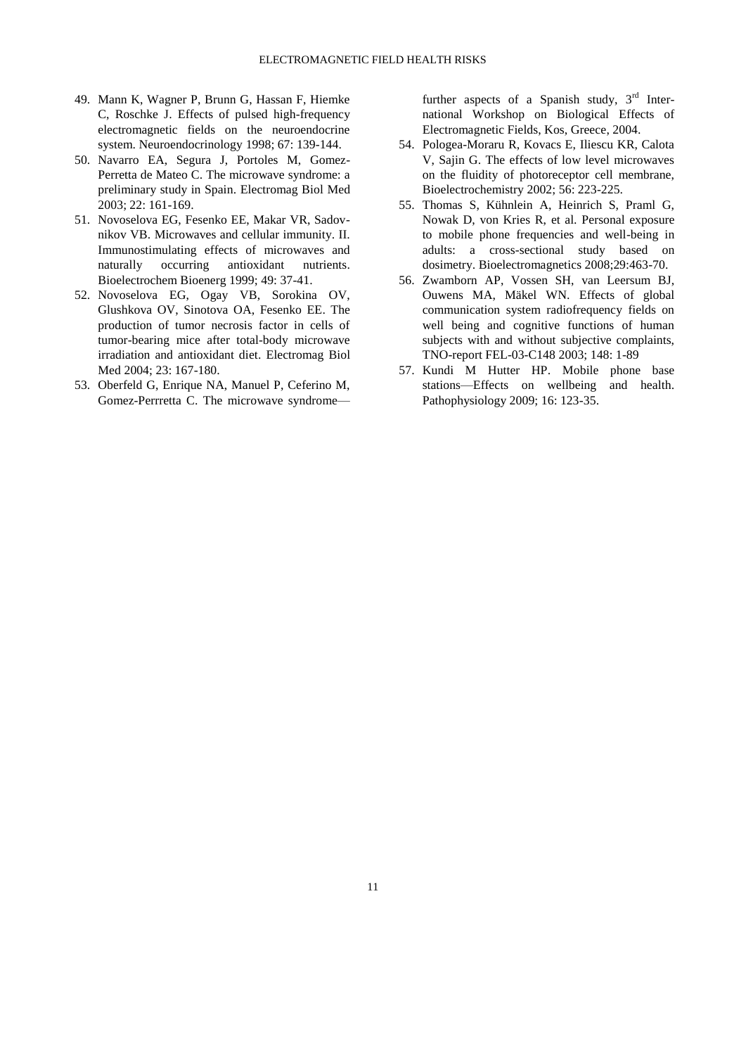49. Mann K, Wagner P, Brunn G, Hassan F, Hiemke C, Roschke J. Effects of pulsed high-frequency electromagnetic fields on the neuroendocrine system. Neuroendocrinology 1998; 67: 139-144.
50. Navarro EA, Segura J, Portoles M, Gomez-Perretta de Mateo C. The microwave syndrome: a preliminary study in Spain. Electromag Biol Med 2003; 22: 161-169.
51. Novoselova EG, Fesenko EE, Makar VR, Sadovnikov VB. Microwaves and cellular immunity. II. Immunostimulating effects of microwaves and naturally occurring antioxidant nutrients. Bioelectrochem Bioenerg 1999; 49: 37-41.
52. Novoselova EG, Ogay VB, Sorokina OV, Glushkova OV, Sinotova OA, Fesenko EE. The production of tumor necrosis factor in cells of tumor-bearing mice after total-body microwave irradiation and antioxidant diet. Electromag Biol Med 2004; 23: 167-180.
53. Oberfeld G, Enrique NA, Manuel P, Ceferino M, Gomez-Perrretta C. The microwave syndrome—further aspects of a Spanish study, 3rd International Workshop on Biological Effects of Electromagnetic Fields, Kos, Greece, 2004.
54. Pologea-Moraru R, Kovacs E, Iliescu KR, Calota V, Sajin G. The effects of low level microwaves on the fluidity of photoreceptor cell membrane, Bioelectrochemistry 2002; 56: 223-225.
55. Thomas S, Kühnlein A, Heinrich S, Praml G, Nowak D, von Kries R, et al. Personal exposure to mobile phone frequencies and well-being in adults: a cross-sectional study based on dosimetry. Bioelectromagnetics 2008;29:463-70.
56. Zwamborn AP, Vossen SH, van Leersum BJ, Ouwens MA, Mäkel WN. Effects of global communication system radiofrequency fields on well being and cognitive functions of human subjects with and without subjective complaints, TNO-report FEL-03-C148 2003; 148: 1-89
57. Kundi M Hutter HP. Mobile phone base stations—Effects on wellbeing and health. Pathophysiology 2009; 16: 123-35.